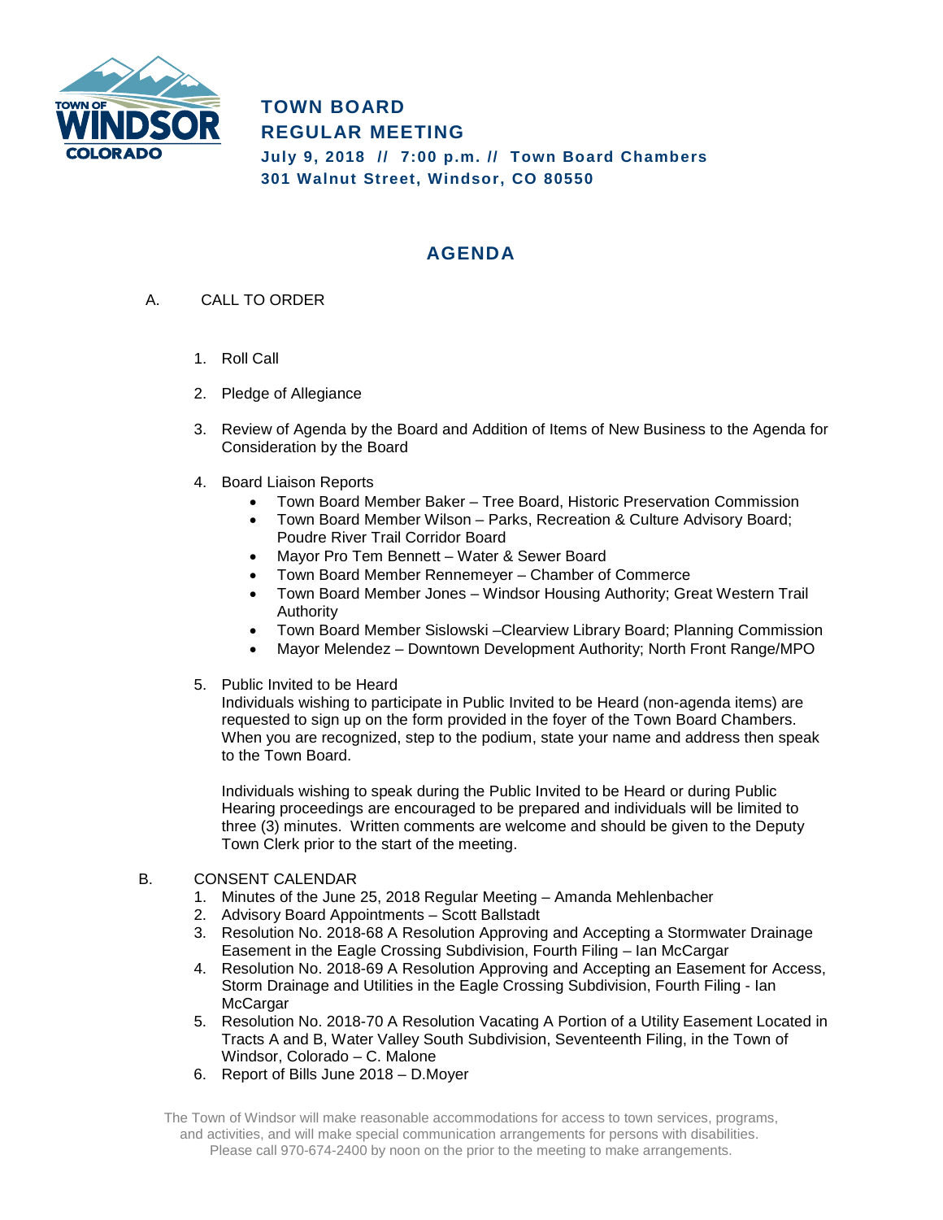# TOWN BOARD
# REGULAR MEETING

**July 9, 2018 // 7:00 p.m. // Town Board Chambers**
**301 Walnut Street, Windsor, CO 80550**

## AGENDA

A. CALL TO ORDER

1. Roll Call
2. Pledge of Allegiance
3. Review of Agenda by the Board and Addition of Items of New Business to the Agenda for Consideration by the Board
4. Board Liaison Reports
   - Town Board Member Baker – Tree Board, Historic Preservation Commission
   - Town Board Member Wilson – Parks, Recreation & Culture Advisory Board; Poudre River Trail Corridor Board
   - Mayor Pro Tem Bennett – Water & Sewer Board
   - Town Board Member Rennemeyer – Chamber of Commerce
   - Town Board Member Jones – Windsor Housing Authority; Great Western Trail Authority
   - Town Board Member Sislowski –Clearview Library Board; Planning Commission
   - Mayor Melendez – Downtown Development Authority; North Front Range/MPO
5. Public Invited to be Heard
   Individuals wishing to participate in Public Invited to be Heard (non-agenda items) are requested to sign up on the form provided in the foyer of the Town Board Chambers. When you are recognized, step to the podium, state your name and address then speak to the Town Board.

   Individuals wishing to speak during the Public Invited to be Heard or during Public Hearing proceedings are encouraged to be prepared and individuals will be limited to three (3) minutes. Written comments are welcome and should be given to the Deputy Town Clerk prior to the start of the meeting.

B. CONSENT CALENDAR

1. Minutes of the June 25, 2018 Regular Meeting – Amanda Mehlenbacher
2. Advisory Board Appointments – Scott Ballstadt
3. Resolution No. 2018-68 A Resolution Approving and Accepting a Stormwater Drainage Easement in the Eagle Crossing Subdivision, Fourth Filing – Ian McCargar
4. Resolution No. 2018-69 A Resolution Approving and Accepting an Easement for Access, Storm Drainage and Utilities in the Eagle Crossing Subdivision, Fourth Filing - Ian McCargar
5. Resolution No. 2018-70 A Resolution Vacating A Portion of a Utility Easement Located in Tracts A and B, Water Valley South Subdivision, Seventeenth Filing, in the Town of Windsor, Colorado – C. Malone
6. Report of Bills June 2018 – D.Moyer

The Town of Windsor will make reasonable accommodations for access to town services, programs, and activities, and will make special communication arrangements for persons with disabilities. Please call 970-674-2400 by noon on the prior to the meeting to make arrangements.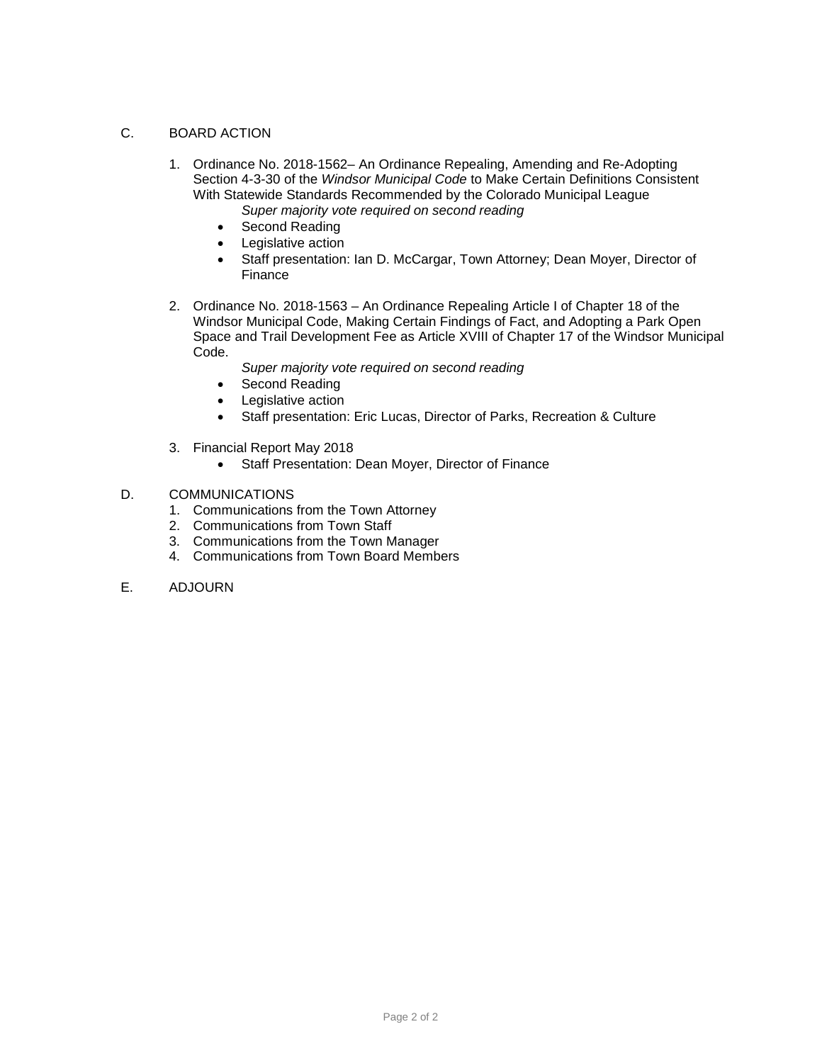C. BOARD ACTION

1. Ordinance No. 2018-1562– An Ordinance Repealing, Amending and Re-Adopting Section 4-3-30 of the *Windsor Municipal Code* to Make Certain Definitions Consistent With Statewide Standards Recommended by the Colorado Municipal League

   *Super majority vote required on second reading*

   - Second Reading
   - Legislative action
   - Staff presentation: Ian D. McCargar, Town Attorney; Dean Moyer, Director of Finance

2. Ordinance No. 2018-1563 – An Ordinance Repealing Article I of Chapter 18 of the Windsor Municipal Code, Making Certain Findings of Fact, and Adopting a Park Open Space and Trail Development Fee as Article XVIII of Chapter 17 of the Windsor Municipal Code.

   *Super majority vote required on second reading*

   - Second Reading
   - Legislative action
   - Staff presentation: Eric Lucas, Director of Parks, Recreation & Culture

3. Financial Report May 2018
   - Staff Presentation: Dean Moyer, Director of Finance

D. COMMUNICATIONS

1. Communications from the Town Attorney
2. Communications from Town Staff
3. Communications from the Town Manager
4. Communications from Town Board Members

E. ADJOURN